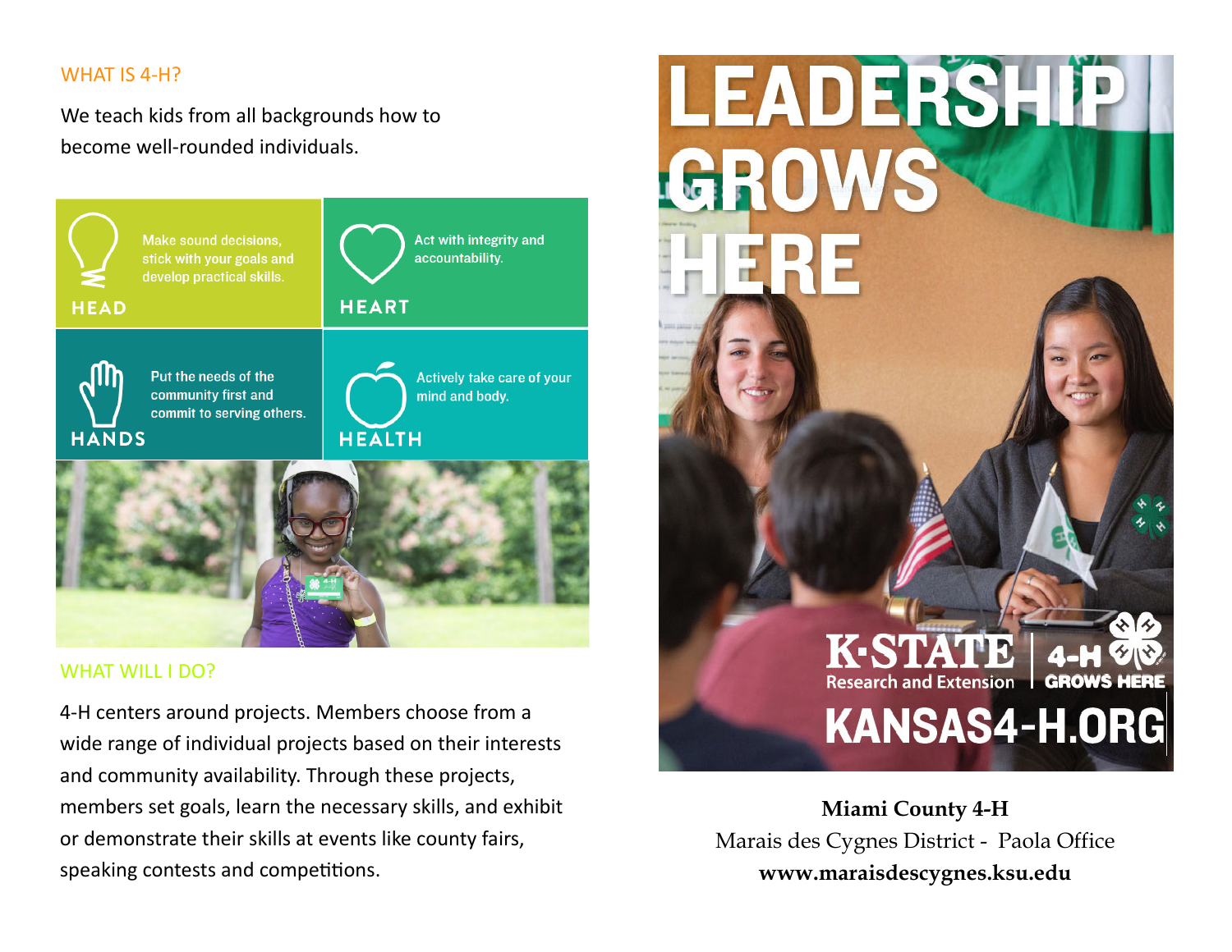## WHAT IS 4-H?

We teach kids from all backgrounds how to become well-rounded individuals.

**HEAD**
Make sound decisions, stick with your goals and develop practical skills.

**HEART**
Act with integrity and accountability.

**HANDS**
Put the needs of the community first and commit to serving others.

**HEALTH**
Actively take care of your mind and body.

## WHAT WILL I DO?

4-H centers around projects. Members choose from a wide range of individual projects based on their interests and community availability. Through these projects, members set goals, learn the necessary skills, and exhibit or demonstrate their skills at events like county fairs, speaking contests and competitions.

# LEADERSHIP GROWS HERE

K-STATE Research and Extension | 4-H GROWS HERE

KANSAS4-H.ORG

**Miami County 4-H**
Marais des Cygnes District - Paola Office
**www.maraisdescygnes.ksu.edu**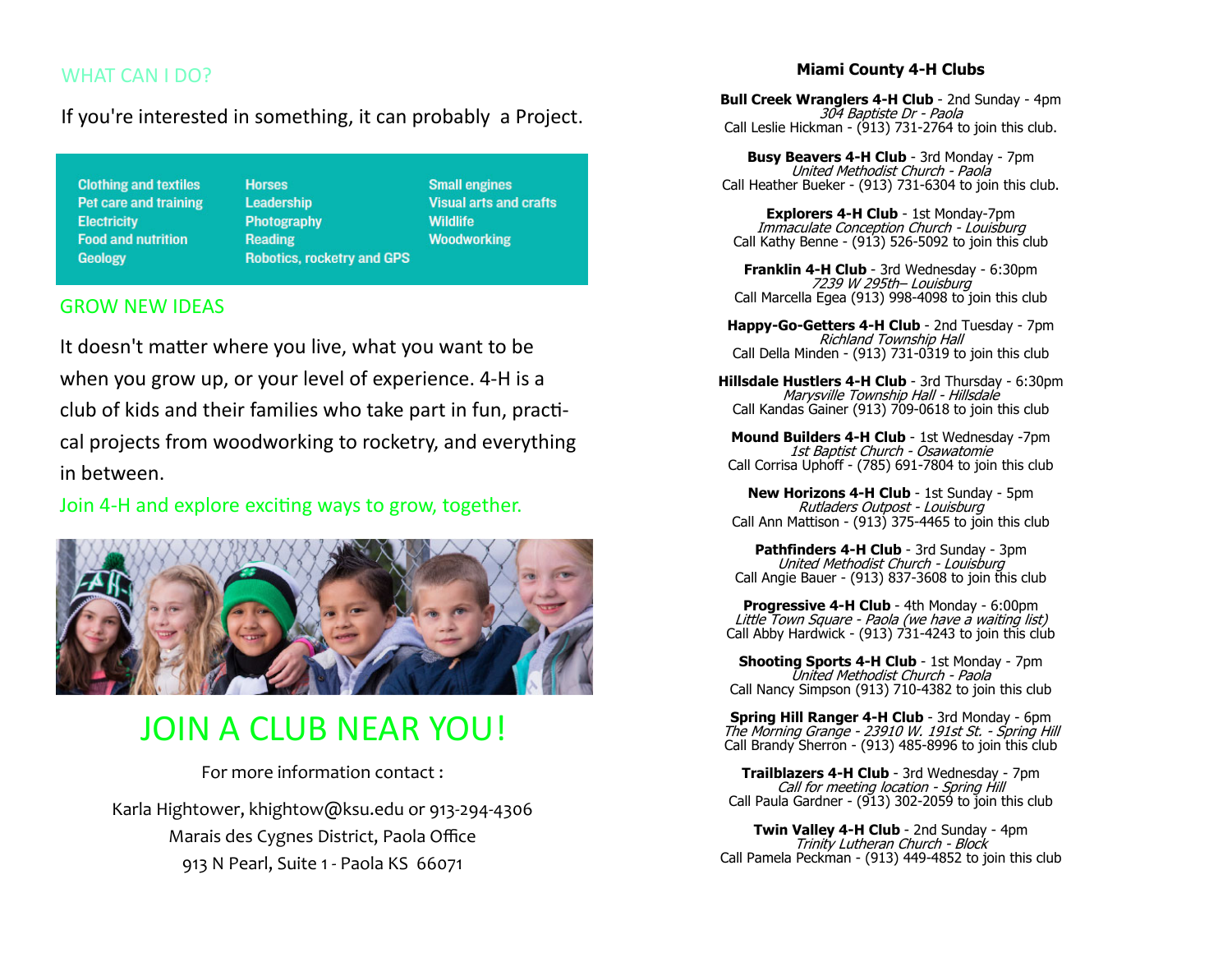## WHAT CAN I DO?

If you're interested in something, it can probably a Project.

- Clothing and textiles
- Pet care and training
- Electricity
- Food and nutrition
- Geology
- Horses
- Leadership
- Photography
- Reading
- Robotics, rocketry and GPS
- Small engines
- Visual arts and crafts
- Wildlife
- Woodworking

## GROW NEW IDEAS

It doesn't matter where you live, what you want to be when you grow up, or your level of experience. 4-H is a club of kids and their families who take part in fun, practical projects from woodworking to rocketry, and everything in between.

Join 4-H and explore exciting ways to grow, together.

# JOIN A CLUB NEAR YOU!

For more information contact :

Karla Hightower, khightow@ksu.edu or 913-294-4306
Marais des Cygnes District, Paola Office
913 N Pearl, Suite 1 - Paola KS 66071

## Miami County 4-H Clubs

**Bull Creek Wranglers 4-H Club** - 2nd Sunday - 4pm
*304 Baptiste Dr - Paola*
Call Leslie Hickman - (913) 731-2764 to join this club.

**Busy Beavers 4-H Club** - 3rd Monday - 7pm
*United Methodist Church - Paola*
Call Heather Bueker - (913) 731-6304 to join this club.

**Explorers 4-H Club** - 1st Monday-7pm
*Immaculate Conception Church - Louisburg*
Call Kathy Benne - (913) 526-5092 to join this club

**Franklin 4-H Club** - 3rd Wednesday - 6:30pm
*7239 W 295th– Louisburg*
Call Marcella Egea (913) 998-4098 to join this club

**Happy-Go-Getters 4-H Club** - 2nd Tuesday - 7pm
*Richland Township Hall*
Call Della Minden - (913) 731-0319 to join this club

**Hillsdale Hustlers 4-H Club** - 3rd Thursday - 6:30pm
*Marysville Township Hall - Hillsdale*
Call Kandas Gainer (913) 709-0618 to join this club

**Mound Builders 4-H Club** - 1st Wednesday -7pm
*1st Baptist Church - Osawatomie*
Call Corrisa Uphoff - (785) 691-7804 to join this club

**New Horizons 4-H Club** - 1st Sunday - 5pm
*Rutladers Outpost - Louisburg*
Call Ann Mattison - (913) 375-4465 to join this club

**Pathfinders 4-H Club** - 3rd Sunday - 3pm
*United Methodist Church - Louisburg*
Call Angie Bauer - (913) 837-3608 to join this club

**Progressive 4-H Club** - 4th Monday - 6:00pm
*Little Town Square - Paola (we have a waiting list)*
Call Abby Hardwick - (913) 731-4243 to join this club

**Shooting Sports 4-H Club** - 1st Monday - 7pm
*United Methodist Church - Paola*
Call Nancy Simpson (913) 710-4382 to join this club

**Spring Hill Ranger 4-H Club** - 3rd Monday - 6pm
*The Morning Grange - 23910 W. 191st St. - Spring Hill*
Call Brandy Sherron - (913) 485-8996 to join this club

**Trailblazers 4-H Club** - 3rd Wednesday - 7pm
*Call for meeting location - Spring Hill*
Call Paula Gardner - (913) 302-2059 to join this club

**Twin Valley 4-H Club** - 2nd Sunday - 4pm
*Trinity Lutheran Church - Block*
Call Pamela Peckman - (913) 449-4852 to join this club